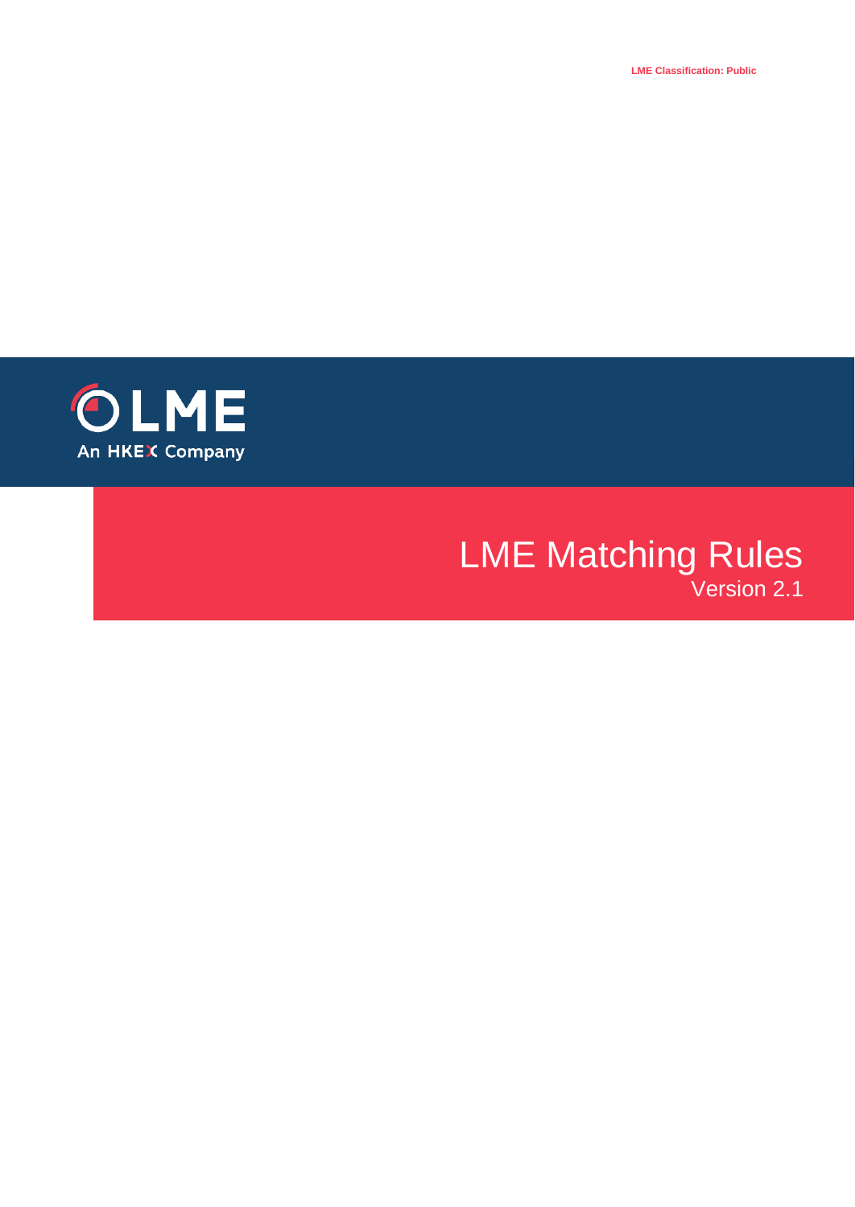LME Classification: Public

LME

An HKEX Company

# LME Matching Rules

Version 2.1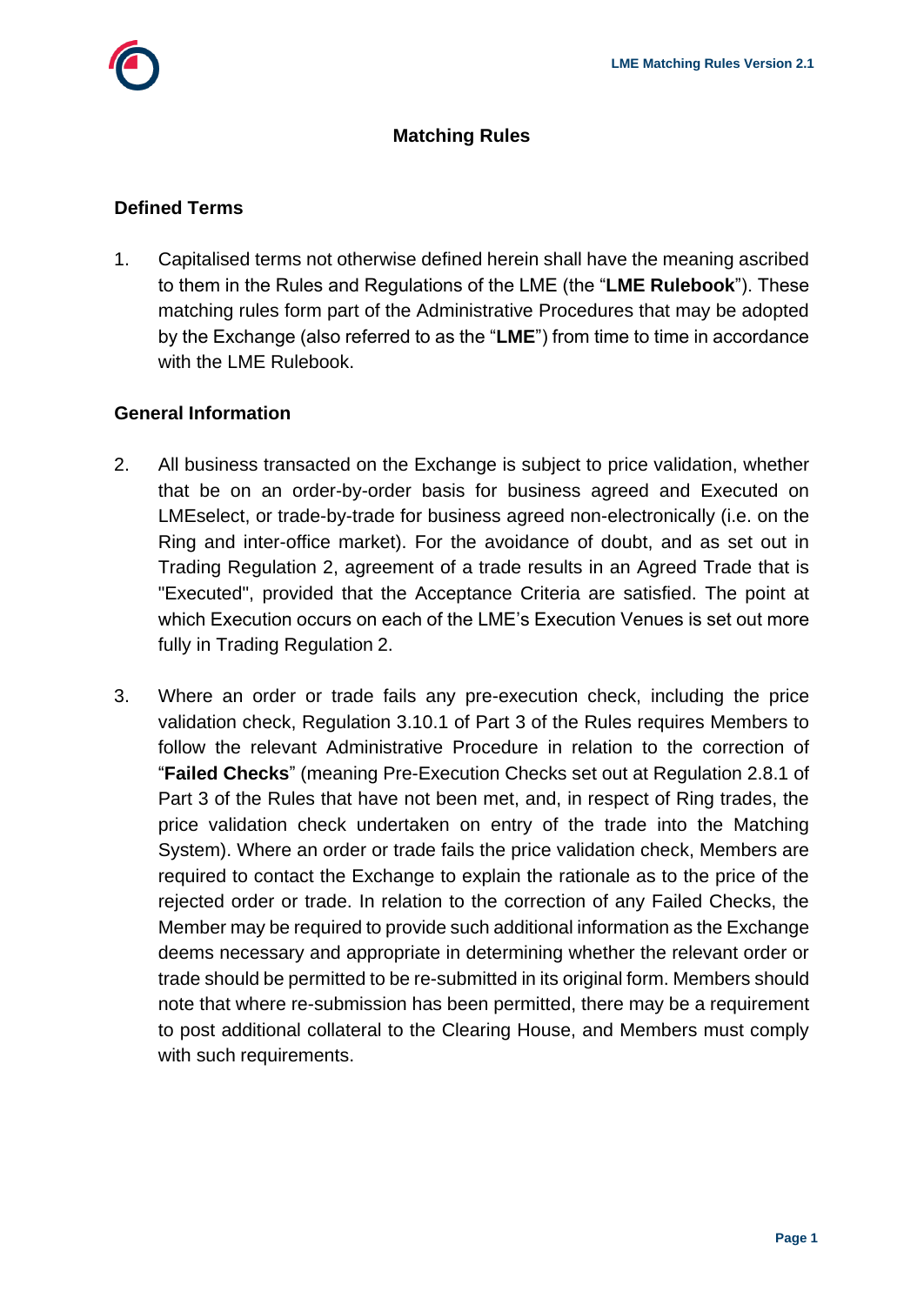# Matching Rules

## Defined Terms

1. Capitalised terms not otherwise defined herein shall have the meaning ascribed to them in the Rules and Regulations of the LME (the "**LME Rulebook**"). These matching rules form part of the Administrative Procedures that may be adopted by the Exchange (also referred to as the "**LME**") from time to time in accordance with the LME Rulebook.

## General Information

2. All business transacted on the Exchange is subject to price validation, whether that be on an order-by-order basis for business agreed and Executed on LMEselect, or trade-by-trade for business agreed non-electronically (i.e. on the Ring and inter-office market). For the avoidance of doubt, and as set out in Trading Regulation 2, agreement of a trade results in an Agreed Trade that is "Executed", provided that the Acceptance Criteria are satisfied. The point at which Execution occurs on each of the LME's Execution Venues is set out more fully in Trading Regulation 2.

3. Where an order or trade fails any pre-execution check, including the price validation check, Regulation 3.10.1 of Part 3 of the Rules requires Members to follow the relevant Administrative Procedure in relation to the correction of "**Failed Checks**" (meaning Pre-Execution Checks set out at Regulation 2.8.1 of Part 3 of the Rules that have not been met, and, in respect of Ring trades, the price validation check undertaken on entry of the trade into the Matching System). Where an order or trade fails the price validation check, Members are required to contact the Exchange to explain the rationale as to the price of the rejected order or trade. In relation to the correction of any Failed Checks, the Member may be required to provide such additional information as the Exchange deems necessary and appropriate in determining whether the relevant order or trade should be permitted to be re-submitted in its original form. Members should note that where re-submission has been permitted, there may be a requirement to post additional collateral to the Clearing House, and Members must comply with such requirements.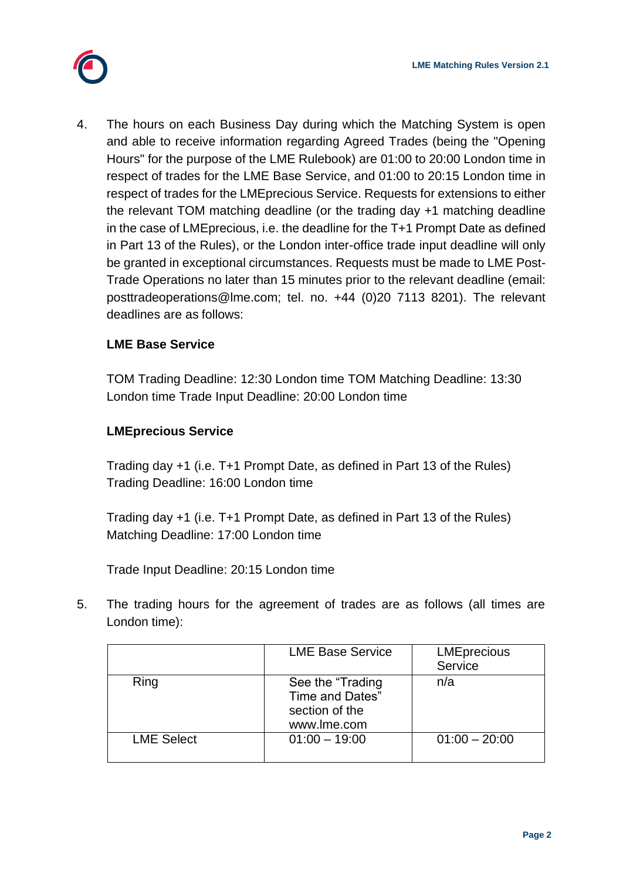4. The hours on each Business Day during which the Matching System is open and able to receive information regarding Agreed Trades (being the "Opening Hours" for the purpose of the LME Rulebook) are 01:00 to 20:00 London time in respect of trades for the LME Base Service, and 01:00 to 20:15 London time in respect of trades for the LMEprecious Service. Requests for extensions to either the relevant TOM matching deadline (or the trading day +1 matching deadline in the case of LMEprecious, i.e. the deadline for the T+1 Prompt Date as defined in Part 13 of the Rules), or the London inter-office trade input deadline will only be granted in exceptional circumstances. Requests must be made to LME Post-Trade Operations no later than 15 minutes prior to the relevant deadline (email: posttradeoperations@lme.com; tel. no. +44 (0)20 7113 8201). The relevant deadlines are as follows:

   **LME Base Service**

   TOM Trading Deadline: 12:30 London time TOM Matching Deadline: 13:30 London time Trade Input Deadline: 20:00 London time

   **LMEprecious Service**

   Trading day +1 (i.e. T+1 Prompt Date, as defined in Part 13 of the Rules) Trading Deadline: 16:00 London time

   Trading day +1 (i.e. T+1 Prompt Date, as defined in Part 13 of the Rules) Matching Deadline: 17:00 London time

   Trade Input Deadline: 20:15 London time

5. The trading hours for the agreement of trades are as follows (all times are London time):

| | LME Base Service | LMEprecious Service |
|---|---|---|
| Ring | See the "Trading Time and Dates" section of the www.lme.com | n/a |
| LME Select | 01:00 – 19:00 | 01:00 – 20:00 |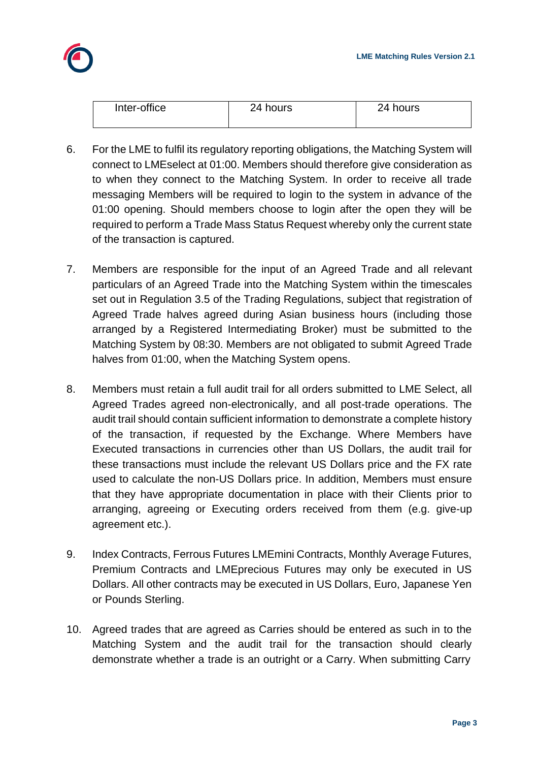| Inter-office | 24 hours | 24 hours |
|---|---|---|

6. For the LME to fulfil its regulatory reporting obligations, the Matching System will connect to LMEselect at 01:00. Members should therefore give consideration as to when they connect to the Matching System. In order to receive all trade messaging Members will be required to login to the system in advance of the 01:00 opening. Should members choose to login after the open they will be required to perform a Trade Mass Status Request whereby only the current state of the transaction is captured.

7. Members are responsible for the input of an Agreed Trade and all relevant particulars of an Agreed Trade into the Matching System within the timescales set out in Regulation 3.5 of the Trading Regulations, subject that registration of Agreed Trade halves agreed during Asian business hours (including those arranged by a Registered Intermediating Broker) must be submitted to the Matching System by 08:30. Members are not obligated to submit Agreed Trade halves from 01:00, when the Matching System opens.

8. Members must retain a full audit trail for all orders submitted to LME Select, all Agreed Trades agreed non-electronically, and all post-trade operations. The audit trail should contain sufficient information to demonstrate a complete history of the transaction, if requested by the Exchange. Where Members have Executed transactions in currencies other than US Dollars, the audit trail for these transactions must include the relevant US Dollars price and the FX rate used to calculate the non-US Dollars price. In addition, Members must ensure that they have appropriate documentation in place with their Clients prior to arranging, agreeing or Executing orders received from them (e.g. give-up agreement etc.).

9. Index Contracts, Ferrous Futures LMEmini Contracts, Monthly Average Futures, Premium Contracts and LMEprecious Futures may only be executed in US Dollars. All other contracts may be executed in US Dollars, Euro, Japanese Yen or Pounds Sterling.

10. Agreed trades that are agreed as Carries should be entered as such in to the Matching System and the audit trail for the transaction should clearly demonstrate whether a trade is an outright or a Carry. When submitting Carry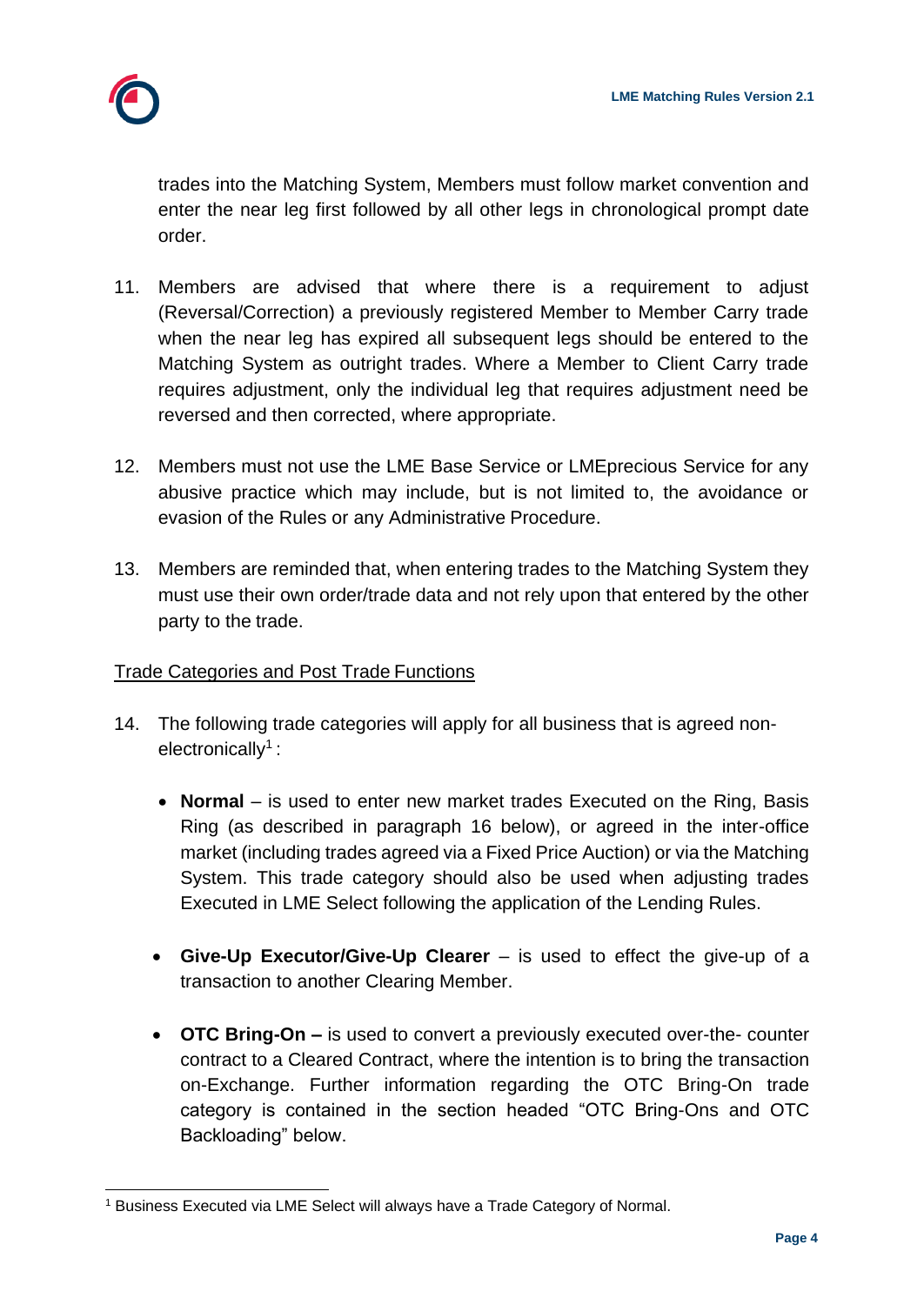trades into the Matching System, Members must follow market convention and enter the near leg first followed by all other legs in chronological prompt date order.

11. Members are advised that where there is a requirement to adjust (Reversal/Correction) a previously registered Member to Member Carry trade when the near leg has expired all subsequent legs should be entered to the Matching System as outright trades. Where a Member to Client Carry trade requires adjustment, only the individual leg that requires adjustment need be reversed and then corrected, where appropriate.

12. Members must not use the LME Base Service or LMEprecious Service for any abusive practice which may include, but is not limited to, the avoidance or evasion of the Rules or any Administrative Procedure.

13. Members are reminded that, when entering trades to the Matching System they must use their own order/trade data and not rely upon that entered by the other party to the trade.

Trade Categories and Post Trade Functions

14. The following trade categories will apply for all business that is agreed non-electronically[1] :

    - **Normal** – is used to enter new market trades Executed on the Ring, Basis Ring (as described in paragraph 16 below), or agreed in the inter-office market (including trades agreed via a Fixed Price Auction) or via the Matching System. This trade category should also be used when adjusting trades Executed in LME Select following the application of the Lending Rules.

    - **Give-Up Executor/Give-Up Clearer** – is used to effect the give-up of a transaction to another Clearing Member.

    - **OTC Bring-On –** is used to convert a previously executed over-the- counter contract to a Cleared Contract, where the intention is to bring the transaction on-Exchange. Further information regarding the OTC Bring-On trade category is contained in the section headed "OTC Bring-Ons and OTC Backloading" below.

[1] Business Executed via LME Select will always have a Trade Category of Normal.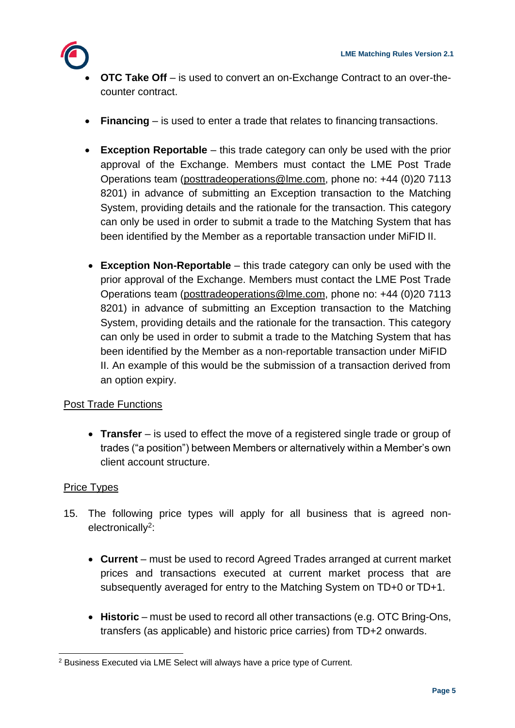- **OTC Take Off** – is used to convert an on-Exchange Contract to an over-the-counter contract.

- **Financing** – is used to enter a trade that relates to financing transactions.

- **Exception Reportable** – this trade category can only be used with the prior approval of the Exchange. Members must contact the LME Post Trade Operations team (posttradeoperations@lme.com, phone no: +44 (0)20 7113 8201) in advance of submitting an Exception transaction to the Matching System, providing details and the rationale for the transaction. This category can only be used in order to submit a trade to the Matching System that has been identified by the Member as a reportable transaction under MiFID II.

- **Exception Non-Reportable** – this trade category can only be used with the prior approval of the Exchange. Members must contact the LME Post Trade Operations team (posttradeoperations@lme.com, phone no: +44 (0)20 7113 8201) in advance of submitting an Exception transaction to the Matching System, providing details and the rationale for the transaction. This category can only be used in order to submit a trade to the Matching System that has been identified by the Member as a non-reportable transaction under MiFID II. An example of this would be the submission of a transaction derived from an option expiry.

<u>Post Trade Functions</u>

- **Transfer** – is used to effect the move of a registered single trade or group of trades ("a position") between Members or alternatively within a Member's own client account structure.

<u>Price Types</u>

15. The following price types will apply for all business that is agreed non-electronically[2]:

    - **Current** – must be used to record Agreed Trades arranged at current market prices and transactions executed at current market process that are subsequently averaged for entry to the Matching System on TD+0 or TD+1.

    - **Historic** – must be used to record all other transactions (e.g. OTC Bring-Ons, transfers (as applicable) and historic price carries) from TD+2 onwards.

---

[2] Business Executed via LME Select will always have a price type of Current.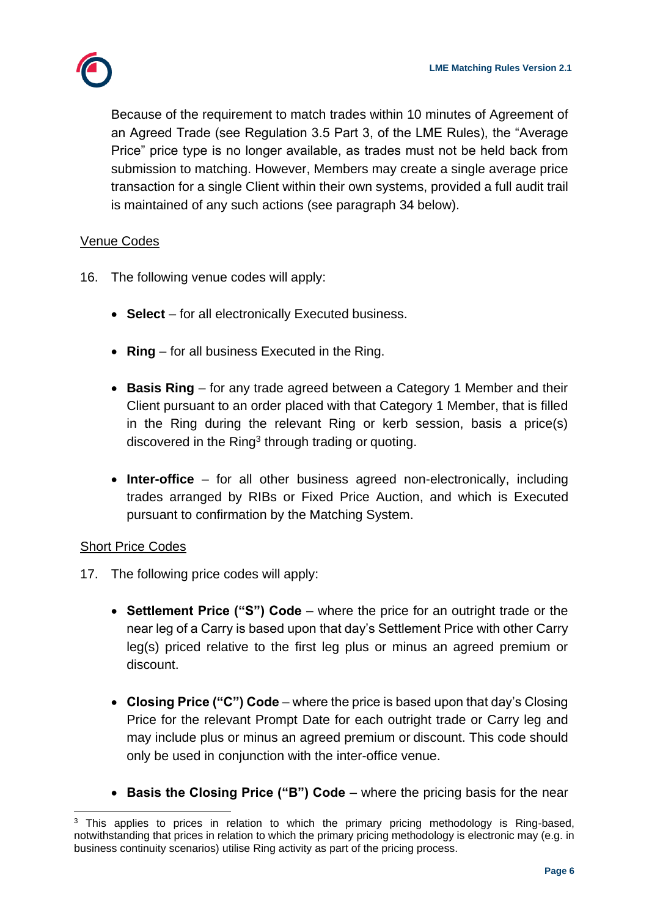Because of the requirement to match trades within 10 minutes of Agreement of an Agreed Trade (see Regulation 3.5 Part 3, of the LME Rules), the "Average Price" price type is no longer available, as trades must not be held back from submission to matching. However, Members may create a single average price transaction for a single Client within their own systems, provided a full audit trail is maintained of any such actions (see paragraph 34 below).

Venue Codes

16. The following venue codes will apply:

- **Select** – for all electronically Executed business.
- **Ring** – for all business Executed in the Ring.
- **Basis Ring** – for any trade agreed between a Category 1 Member and their Client pursuant to an order placed with that Category 1 Member, that is filled in the Ring during the relevant Ring or kerb session, basis a price(s) discovered in the Ring[3] through trading or quoting.
- **Inter-office** – for all other business agreed non-electronically, including trades arranged by RIBs or Fixed Price Auction, and which is Executed pursuant to confirmation by the Matching System.

Short Price Codes

17. The following price codes will apply:

- **Settlement Price ("S") Code** – where the price for an outright trade or the near leg of a Carry is based upon that day's Settlement Price with other Carry leg(s) priced relative to the first leg plus or minus an agreed premium or discount.
- **Closing Price ("C") Code** – where the price is based upon that day's Closing Price for the relevant Prompt Date for each outright trade or Carry leg and may include plus or minus an agreed premium or discount. This code should only be used in conjunction with the inter-office venue.
- **Basis the Closing Price ("B") Code** – where the pricing basis for the near

[3] This applies to prices in relation to which the primary pricing methodology is Ring-based, notwithstanding that prices in relation to which the primary pricing methodology is electronic may (e.g. in business continuity scenarios) utilise Ring activity as part of the pricing process.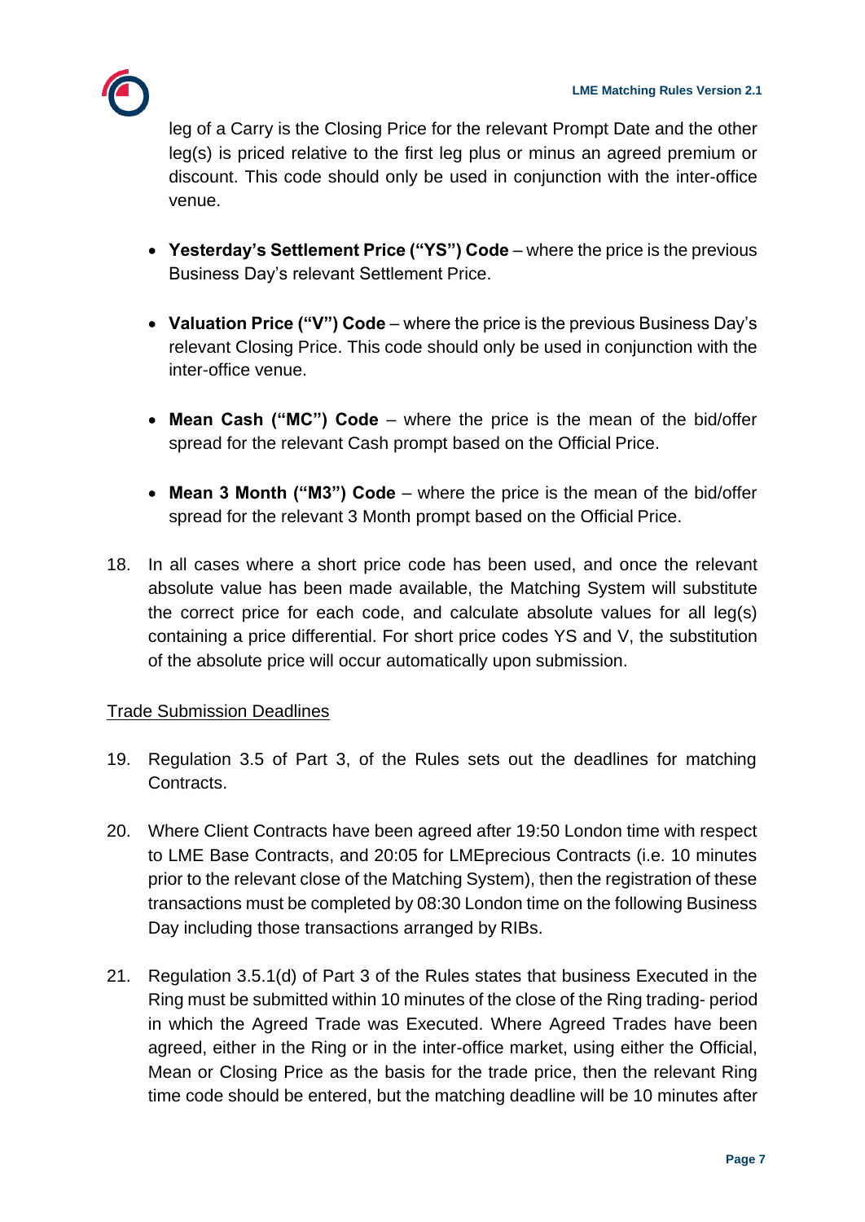leg of a Carry is the Closing Price for the relevant Prompt Date and the other leg(s) is priced relative to the first leg plus or minus an agreed premium or discount. This code should only be used in conjunction with the inter-office venue.

- **Yesterday's Settlement Price ("YS") Code** – where the price is the previous Business Day's relevant Settlement Price.

- **Valuation Price ("V") Code** – where the price is the previous Business Day's relevant Closing Price. This code should only be used in conjunction with the inter-office venue.

- **Mean Cash ("MC") Code** – where the price is the mean of the bid/offer spread for the relevant Cash prompt based on the Official Price.

- **Mean 3 Month ("M3") Code** – where the price is the mean of the bid/offer spread for the relevant 3 Month prompt based on the Official Price.

18. In all cases where a short price code has been used, and once the relevant absolute value has been made available, the Matching System will substitute the correct price for each code, and calculate absolute values for all leg(s) containing a price differential. For short price codes YS and V, the substitution of the absolute price will occur automatically upon submission.

<u>Trade Submission Deadlines</u>

19. Regulation 3.5 of Part 3, of the Rules sets out the deadlines for matching Contracts.

20. Where Client Contracts have been agreed after 19:50 London time with respect to LME Base Contracts, and 20:05 for LMEprecious Contracts (i.e. 10 minutes prior to the relevant close of the Matching System), then the registration of these transactions must be completed by 08:30 London time on the following Business Day including those transactions arranged by RIBs.

21. Regulation 3.5.1(d) of Part 3 of the Rules states that business Executed in the Ring must be submitted within 10 minutes of the close of the Ring trading- period in which the Agreed Trade was Executed. Where Agreed Trades have been agreed, either in the Ring or in the inter-office market, using either the Official, Mean or Closing Price as the basis for the trade price, then the relevant Ring time code should be entered, but the matching deadline will be 10 minutes after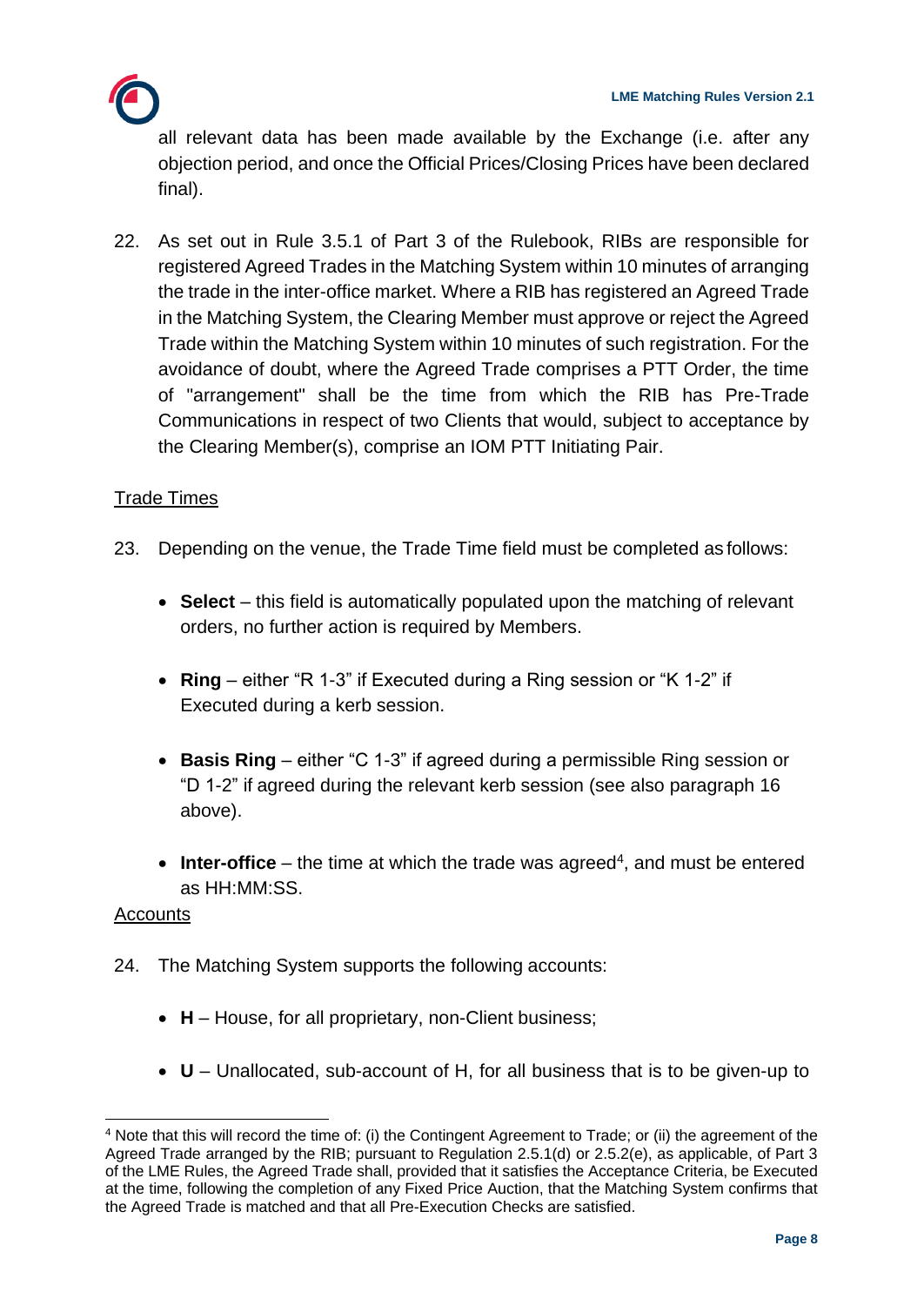all relevant data has been made available by the Exchange (i.e. after any objection period, and once the Official Prices/Closing Prices have been declared final).

22. As set out in Rule 3.5.1 of Part 3 of the Rulebook, RIBs are responsible for registered Agreed Trades in the Matching System within 10 minutes of arranging the trade in the inter-office market. Where a RIB has registered an Agreed Trade in the Matching System, the Clearing Member must approve or reject the Agreed Trade within the Matching System within 10 minutes of such registration. For the avoidance of doubt, where the Agreed Trade comprises a PTT Order, the time of "arrangement" shall be the time from which the RIB has Pre-Trade Communications in respect of two Clients that would, subject to acceptance by the Clearing Member(s), comprise an IOM PTT Initiating Pair.

<u>Trade Times</u>

23. Depending on the venue, the Trade Time field must be completed as follows:

    - **Select** – this field is automatically populated upon the matching of relevant orders, no further action is required by Members.
    - **Ring** – either "R 1-3" if Executed during a Ring session or "K 1-2" if Executed during a kerb session.
    - **Basis Ring** – either "C 1-3" if agreed during a permissible Ring session or "D 1-2" if agreed during the relevant kerb session (see also paragraph 16 above).
    - **Inter-office** – the time at which the trade was agreed[4], and must be entered as HH:MM:SS.

<u>Accounts</u>

24. The Matching System supports the following accounts:

    - **H** – House, for all proprietary, non-Client business;
    - **U** – Unallocated, sub-account of H, for all business that is to be given-up to

[4] Note that this will record the time of: (i) the Contingent Agreement to Trade; or (ii) the agreement of the Agreed Trade arranged by the RIB; pursuant to Regulation 2.5.1(d) or 2.5.2(e), as applicable, of Part 3 of the LME Rules, the Agreed Trade shall, provided that it satisfies the Acceptance Criteria, be Executed at the time, following the completion of any Fixed Price Auction, that the Matching System confirms that the Agreed Trade is matched and that all Pre-Execution Checks are satisfied.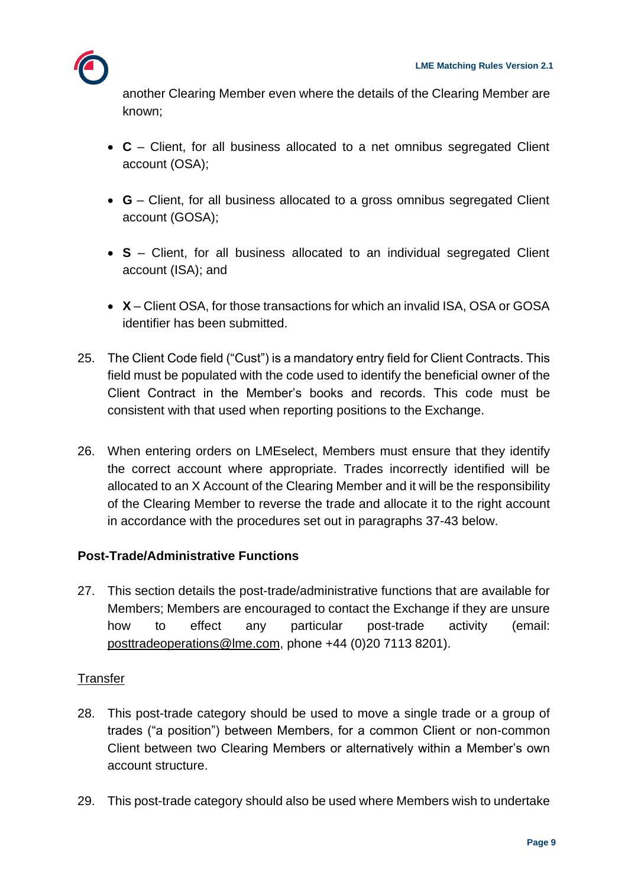another Clearing Member even where the details of the Clearing Member are known;

- **C** – Client, for all business allocated to a net omnibus segregated Client account (OSA);

- **G** – Client, for all business allocated to a gross omnibus segregated Client account (GOSA);

- **S** – Client, for all business allocated to an individual segregated Client account (ISA); and

- **X** – Client OSA, for those transactions for which an invalid ISA, OSA or GOSA identifier has been submitted.

25. The Client Code field ("Cust") is a mandatory entry field for Client Contracts. This field must be populated with the code used to identify the beneficial owner of the Client Contract in the Member's books and records. This code must be consistent with that used when reporting positions to the Exchange.

26. When entering orders on LMEselect, Members must ensure that they identify the correct account where appropriate. Trades incorrectly identified will be allocated to an X Account of the Clearing Member and it will be the responsibility of the Clearing Member to reverse the trade and allocate it to the right account in accordance with the procedures set out in paragraphs 37-43 below.

**Post-Trade/Administrative Functions**

27. This section details the post-trade/administrative functions that are available for Members; Members are encouraged to contact the Exchange if they are unsure how to effect any particular post-trade activity (email: posttradeoperations@lme.com, phone +44 (0)20 7113 8201).

Transfer

28. This post-trade category should be used to move a single trade or a group of trades ("a position") between Members, for a common Client or non-common Client between two Clearing Members or alternatively within a Member's own account structure.

29. This post-trade category should also be used where Members wish to undertake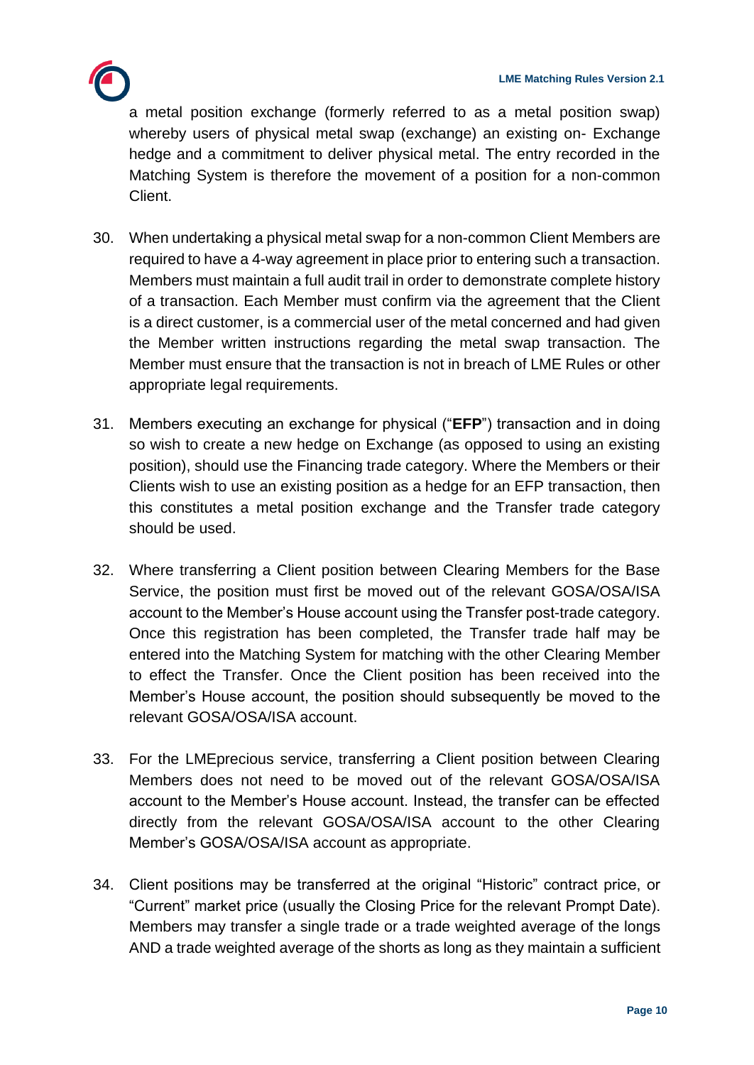a metal position exchange (formerly referred to as a metal position swap) whereby users of physical metal swap (exchange) an existing on- Exchange hedge and a commitment to deliver physical metal. The entry recorded in the Matching System is therefore the movement of a position for a non-common Client.

30. When undertaking a physical metal swap for a non-common Client Members are required to have a 4-way agreement in place prior to entering such a transaction. Members must maintain a full audit trail in order to demonstrate complete history of a transaction. Each Member must confirm via the agreement that the Client is a direct customer, is a commercial user of the metal concerned and had given the Member written instructions regarding the metal swap transaction. The Member must ensure that the transaction is not in breach of LME Rules or other appropriate legal requirements.

31. Members executing an exchange for physical ("**EFP**") transaction and in doing so wish to create a new hedge on Exchange (as opposed to using an existing position), should use the Financing trade category. Where the Members or their Clients wish to use an existing position as a hedge for an EFP transaction, then this constitutes a metal position exchange and the Transfer trade category should be used.

32. Where transferring a Client position between Clearing Members for the Base Service, the position must first be moved out of the relevant GOSA/OSA/ISA account to the Member's House account using the Transfer post-trade category. Once this registration has been completed, the Transfer trade half may be entered into the Matching System for matching with the other Clearing Member to effect the Transfer. Once the Client position has been received into the Member's House account, the position should subsequently be moved to the relevant GOSA/OSA/ISA account.

33. For the LMEprecious service, transferring a Client position between Clearing Members does not need to be moved out of the relevant GOSA/OSA/ISA account to the Member's House account. Instead, the transfer can be effected directly from the relevant GOSA/OSA/ISA account to the other Clearing Member's GOSA/OSA/ISA account as appropriate.

34. Client positions may be transferred at the original "Historic" contract price, or "Current" market price (usually the Closing Price for the relevant Prompt Date). Members may transfer a single trade or a trade weighted average of the longs AND a trade weighted average of the shorts as long as they maintain a sufficient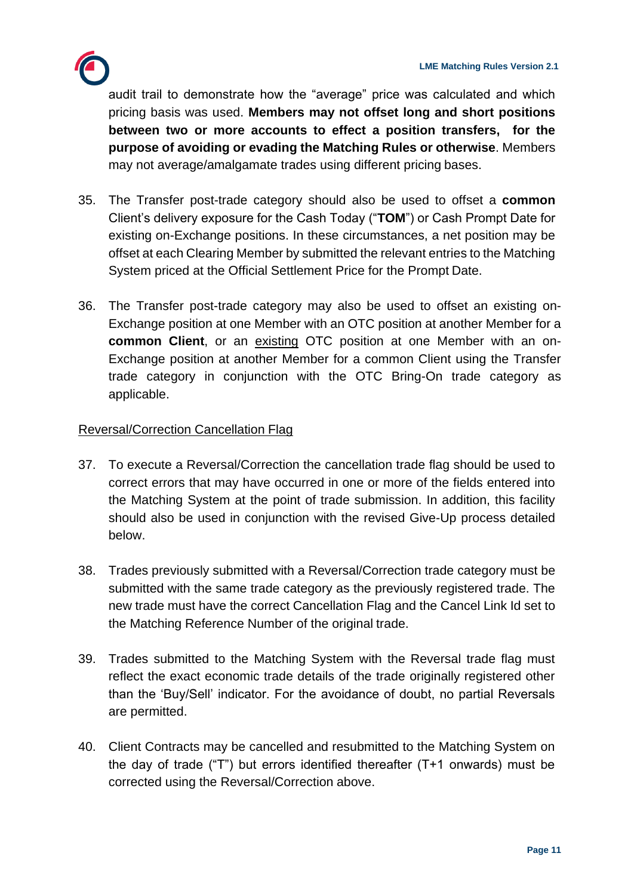audit trail to demonstrate how the "average" price was calculated and which pricing basis was used. **Members may not offset long and short positions between two or more accounts to effect a position transfers, for the purpose of avoiding or evading the Matching Rules or otherwise**. Members may not average/amalgamate trades using different pricing bases.

35. The Transfer post-trade category should also be used to offset a **common** Client's delivery exposure for the Cash Today ("**TOM**") or Cash Prompt Date for existing on-Exchange positions. In these circumstances, a net position may be offset at each Clearing Member by submitted the relevant entries to the Matching System priced at the Official Settlement Price for the Prompt Date.

36. The Transfer post-trade category may also be used to offset an existing on-Exchange position at one Member with an OTC position at another Member for a **common Client**, or an <u>existing</u> OTC position at one Member with an on-Exchange position at another Member for a common Client using the Transfer trade category in conjunction with the OTC Bring-On trade category as applicable.

<u>Reversal/Correction Cancellation Flag</u>

37. To execute a Reversal/Correction the cancellation trade flag should be used to correct errors that may have occurred in one or more of the fields entered into the Matching System at the point of trade submission. In addition, this facility should also be used in conjunction with the revised Give-Up process detailed below.

38. Trades previously submitted with a Reversal/Correction trade category must be submitted with the same trade category as the previously registered trade. The new trade must have the correct Cancellation Flag and the Cancel Link Id set to the Matching Reference Number of the original trade.

39. Trades submitted to the Matching System with the Reversal trade flag must reflect the exact economic trade details of the trade originally registered other than the 'Buy/Sell' indicator. For the avoidance of doubt, no partial Reversals are permitted.

40. Client Contracts may be cancelled and resubmitted to the Matching System on the day of trade ("T") but errors identified thereafter (T+1 onwards) must be corrected using the Reversal/Correction above.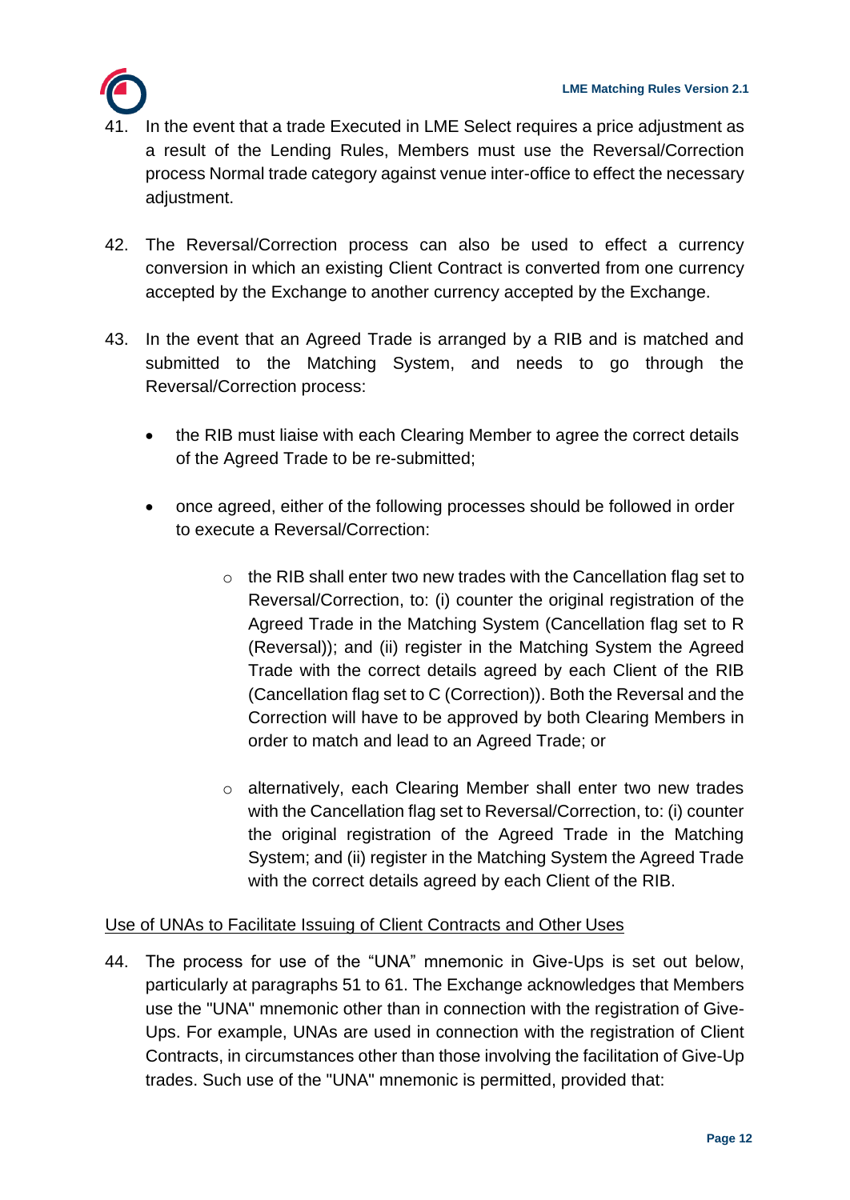41. In the event that a trade Executed in LME Select requires a price adjustment as a result of the Lending Rules, Members must use the Reversal/Correction process Normal trade category against venue inter-office to effect the necessary adjustment.

42. The Reversal/Correction process can also be used to effect a currency conversion in which an existing Client Contract is converted from one currency accepted by the Exchange to another currency accepted by the Exchange.

43. In the event that an Agreed Trade is arranged by a RIB and is matched and submitted to the Matching System, and needs to go through the Reversal/Correction process:

    - the RIB must liaise with each Clearing Member to agree the correct details of the Agreed Trade to be re-submitted;

    - once agreed, either of the following processes should be followed in order to execute a Reversal/Correction:

        - the RIB shall enter two new trades with the Cancellation flag set to Reversal/Correction, to: (i) counter the original registration of the Agreed Trade in the Matching System (Cancellation flag set to R (Reversal)); and (ii) register in the Matching System the Agreed Trade with the correct details agreed by each Client of the RIB (Cancellation flag set to C (Correction)). Both the Reversal and the Correction will have to be approved by both Clearing Members in order to match and lead to an Agreed Trade; or

        - alternatively, each Clearing Member shall enter two new trades with the Cancellation flag set to Reversal/Correction, to: (i) counter the original registration of the Agreed Trade in the Matching System; and (ii) register in the Matching System the Agreed Trade with the correct details agreed by each Client of the RIB.

<u>Use of UNAs to Facilitate Issuing of Client Contracts and Other Uses</u>

44. The process for use of the “UNA” mnemonic in Give-Ups is set out below, particularly at paragraphs 51 to 61. The Exchange acknowledges that Members use the "UNA" mnemonic other than in connection with the registration of Give-Ups. For example, UNAs are used in connection with the registration of Client Contracts, in circumstances other than those involving the facilitation of Give-Up trades. Such use of the "UNA" mnemonic is permitted, provided that: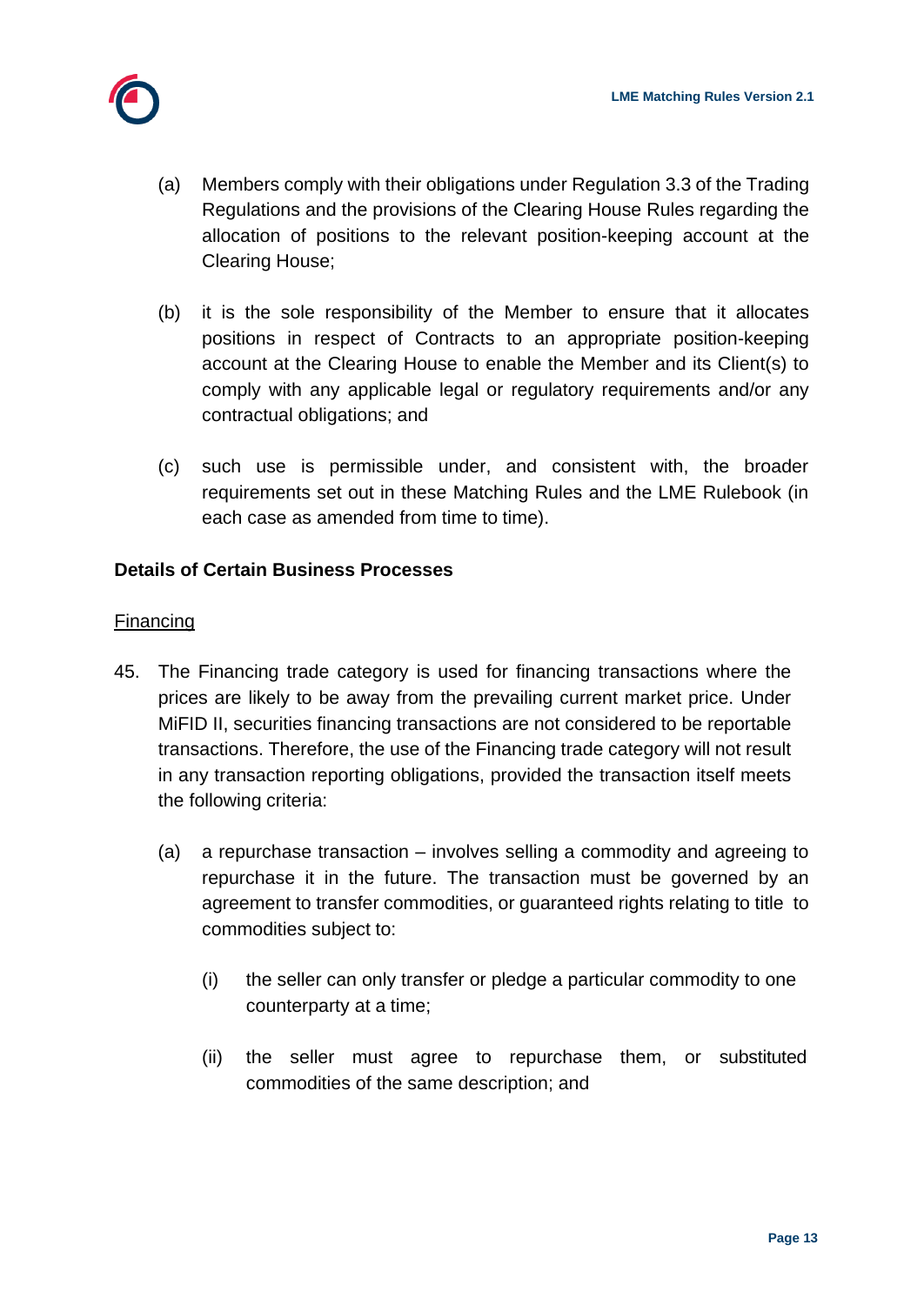(a) Members comply with their obligations under Regulation 3.3 of the Trading Regulations and the provisions of the Clearing House Rules regarding the allocation of positions to the relevant position-keeping account at the Clearing House;

(b) it is the sole responsibility of the Member to ensure that it allocates positions in respect of Contracts to an appropriate position-keeping account at the Clearing House to enable the Member and its Client(s) to comply with any applicable legal or regulatory requirements and/or any contractual obligations; and

(c) such use is permissible under, and consistent with, the broader requirements set out in these Matching Rules and the LME Rulebook (in each case as amended from time to time).

**Details of Certain Business Processes**

<u>Financing</u>

45. The Financing trade category is used for financing transactions where the prices are likely to be away from the prevailing current market price. Under MiFID II, securities financing transactions are not considered to be reportable transactions. Therefore, the use of the Financing trade category will not result in any transaction reporting obligations, provided the transaction itself meets the following criteria:

    (a) a repurchase transaction – involves selling a commodity and agreeing to repurchase it in the future. The transaction must be governed by an agreement to transfer commodities, or guaranteed rights relating to title to commodities subject to:

        (i) the seller can only transfer or pledge a particular commodity to one counterparty at a time;

        (ii) the seller must agree to repurchase them, or substituted commodities of the same description; and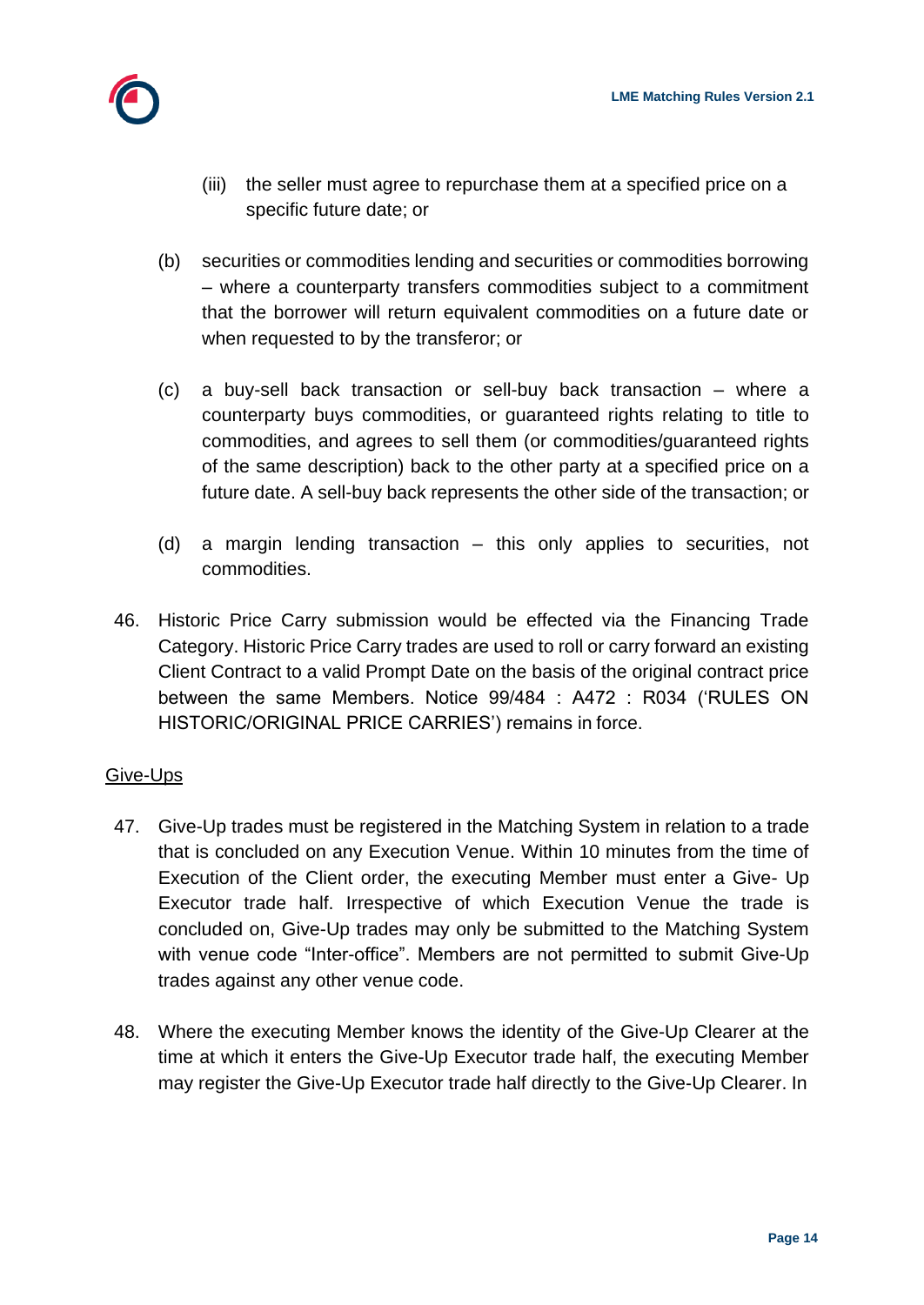(iii) the seller must agree to repurchase them at a specified price on a specific future date; or

(b) securities or commodities lending and securities or commodities borrowing – where a counterparty transfers commodities subject to a commitment that the borrower will return equivalent commodities on a future date or when requested to by the transferor; or

(c) a buy-sell back transaction or sell-buy back transaction – where a counterparty buys commodities, or guaranteed rights relating to title to commodities, and agrees to sell them (or commodities/guaranteed rights of the same description) back to the other party at a specified price on a future date. A sell-buy back represents the other side of the transaction; or

(d) a margin lending transaction – this only applies to securities, not commodities.

46. Historic Price Carry submission would be effected via the Financing Trade Category. Historic Price Carry trades are used to roll or carry forward an existing Client Contract to a valid Prompt Date on the basis of the original contract price between the same Members. Notice 99/484 : A472 : R034 ('RULES ON HISTORIC/ORIGINAL PRICE CARRIES') remains in force.

<u>Give-Ups</u>

47. Give-Up trades must be registered in the Matching System in relation to a trade that is concluded on any Execution Venue. Within 10 minutes from the time of Execution of the Client order, the executing Member must enter a Give- Up Executor trade half. Irrespective of which Execution Venue the trade is concluded on, Give-Up trades may only be submitted to the Matching System with venue code "Inter-office". Members are not permitted to submit Give-Up trades against any other venue code.

48. Where the executing Member knows the identity of the Give-Up Clearer at the time at which it enters the Give-Up Executor trade half, the executing Member may register the Give-Up Executor trade half directly to the Give-Up Clearer. In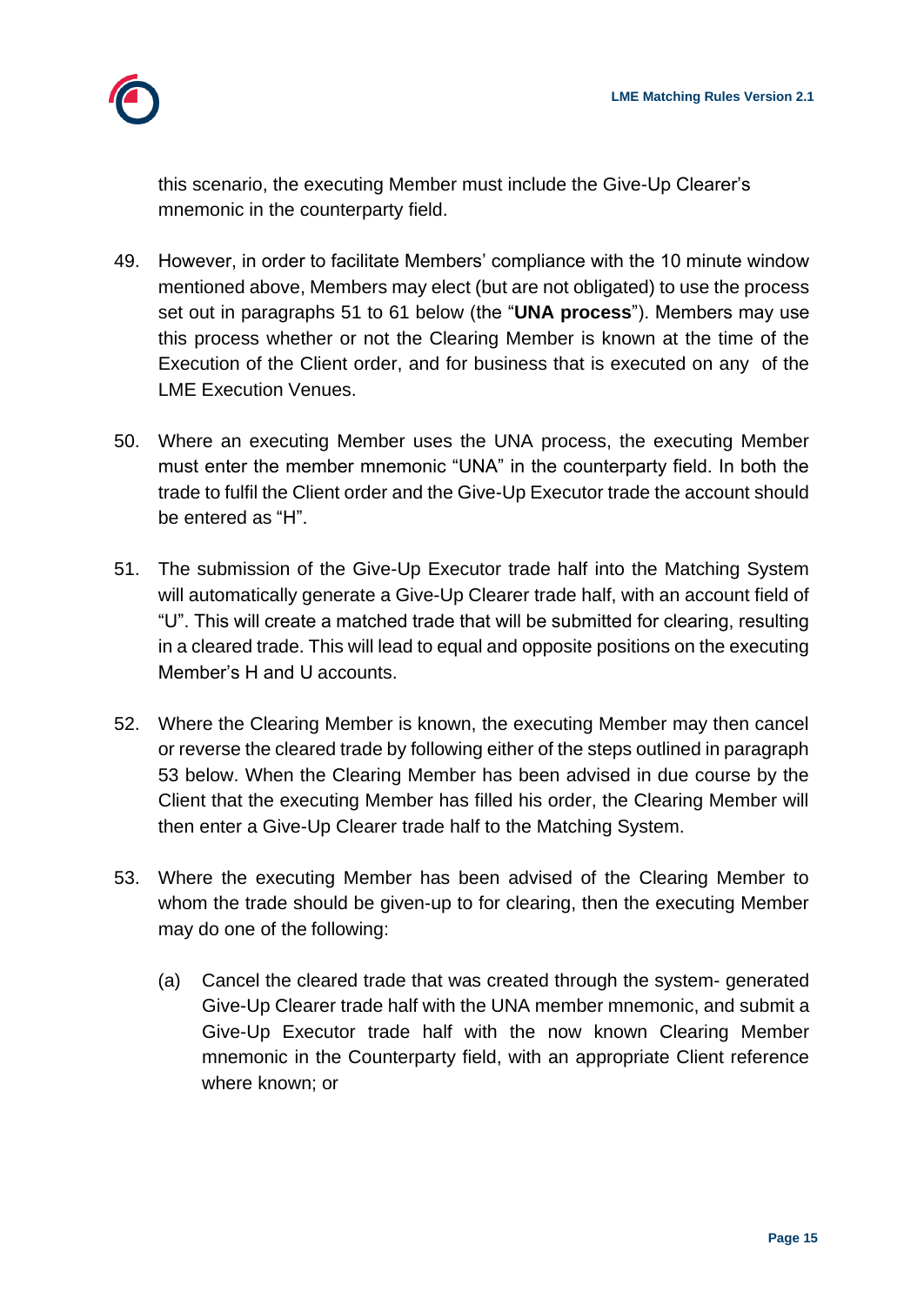this scenario, the executing Member must include the Give-Up Clearer's mnemonic in the counterparty field.

49. However, in order to facilitate Members' compliance with the 10 minute window mentioned above, Members may elect (but are not obligated) to use the process set out in paragraphs 51 to 61 below (the "**UNA process**"). Members may use this process whether or not the Clearing Member is known at the time of the Execution of the Client order, and for business that is executed on any of the LME Execution Venues.

50. Where an executing Member uses the UNA process, the executing Member must enter the member mnemonic "UNA" in the counterparty field. In both the trade to fulfil the Client order and the Give-Up Executor trade the account should be entered as "H".

51. The submission of the Give-Up Executor trade half into the Matching System will automatically generate a Give-Up Clearer trade half, with an account field of "U". This will create a matched trade that will be submitted for clearing, resulting in a cleared trade. This will lead to equal and opposite positions on the executing Member's H and U accounts.

52. Where the Clearing Member is known, the executing Member may then cancel or reverse the cleared trade by following either of the steps outlined in paragraph 53 below. When the Clearing Member has been advised in due course by the Client that the executing Member has filled his order, the Clearing Member will then enter a Give-Up Clearer trade half to the Matching System.

53. Where the executing Member has been advised of the Clearing Member to whom the trade should be given-up to for clearing, then the executing Member may do one of the following:

    (a) Cancel the cleared trade that was created through the system- generated Give-Up Clearer trade half with the UNA member mnemonic, and submit a Give-Up Executor trade half with the now known Clearing Member mnemonic in the Counterparty field, with an appropriate Client reference where known; or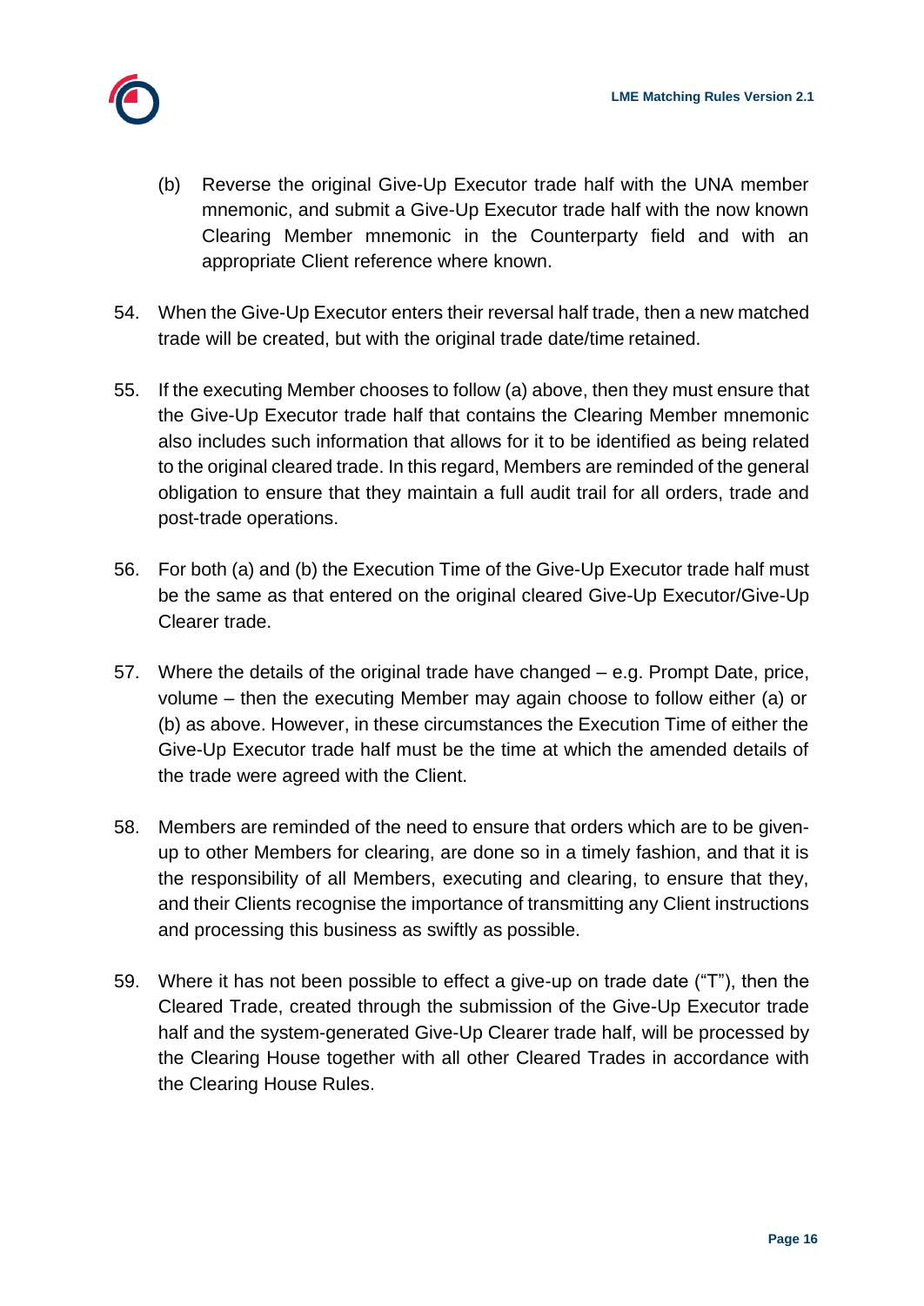(b) Reverse the original Give-Up Executor trade half with the UNA member mnemonic, and submit a Give-Up Executor trade half with the now known Clearing Member mnemonic in the Counterparty field and with an appropriate Client reference where known.

54. When the Give-Up Executor enters their reversal half trade, then a new matched trade will be created, but with the original trade date/time retained.

55. If the executing Member chooses to follow (a) above, then they must ensure that the Give-Up Executor trade half that contains the Clearing Member mnemonic also includes such information that allows for it to be identified as being related to the original cleared trade. In this regard, Members are reminded of the general obligation to ensure that they maintain a full audit trail for all orders, trade and post-trade operations.

56. For both (a) and (b) the Execution Time of the Give-Up Executor trade half must be the same as that entered on the original cleared Give-Up Executor/Give-Up Clearer trade.

57. Where the details of the original trade have changed – e.g. Prompt Date, price, volume – then the executing Member may again choose to follow either (a) or (b) as above. However, in these circumstances the Execution Time of either the Give-Up Executor trade half must be the time at which the amended details of the trade were agreed with the Client.

58. Members are reminded of the need to ensure that orders which are to be given-up to other Members for clearing, are done so in a timely fashion, and that it is the responsibility of all Members, executing and clearing, to ensure that they, and their Clients recognise the importance of transmitting any Client instructions and processing this business as swiftly as possible.

59. Where it has not been possible to effect a give-up on trade date ("T"), then the Cleared Trade, created through the submission of the Give-Up Executor trade half and the system-generated Give-Up Clearer trade half, will be processed by the Clearing House together with all other Cleared Trades in accordance with the Clearing House Rules.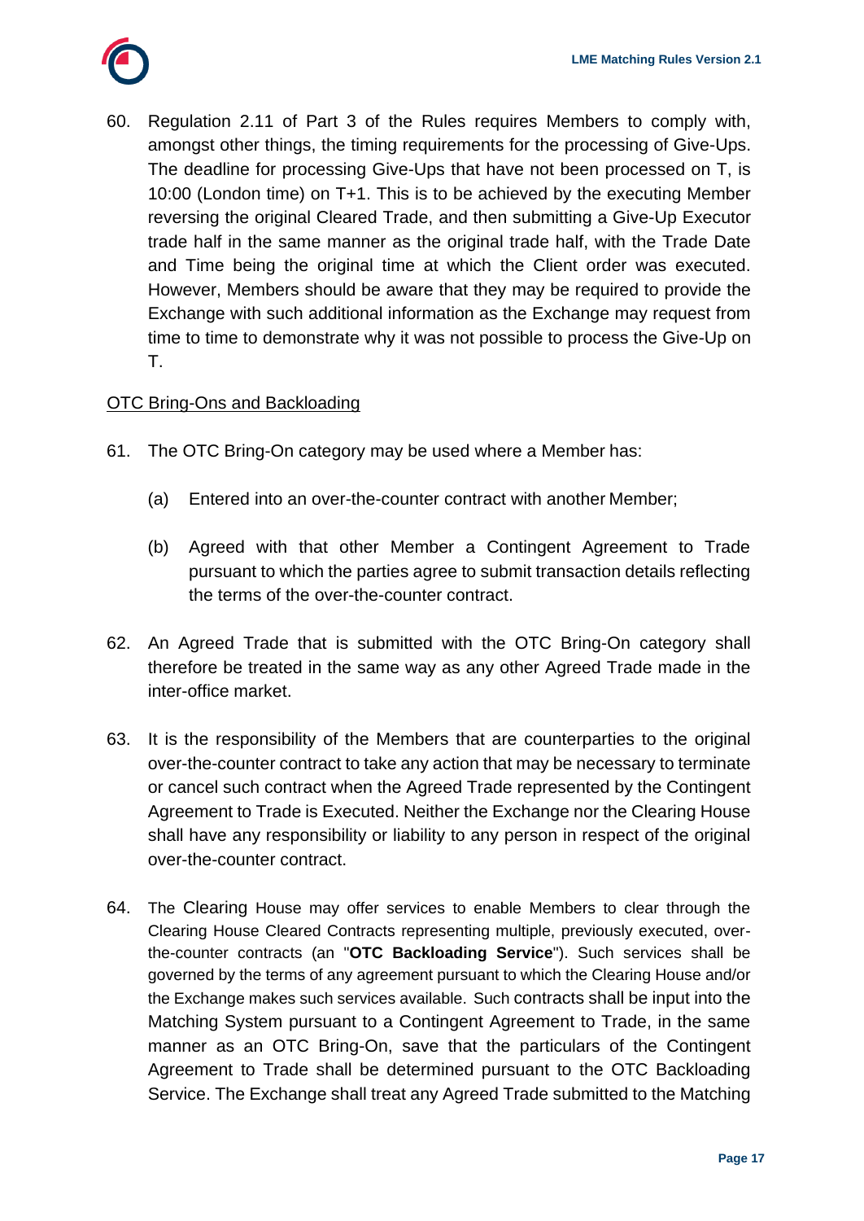60. Regulation 2.11 of Part 3 of the Rules requires Members to comply with, amongst other things, the timing requirements for the processing of Give-Ups. The deadline for processing Give-Ups that have not been processed on T, is 10:00 (London time) on T+1. This is to be achieved by the executing Member reversing the original Cleared Trade, and then submitting a Give-Up Executor trade half in the same manner as the original trade half, with the Trade Date and Time being the original time at which the Client order was executed. However, Members should be aware that they may be required to provide the Exchange with such additional information as the Exchange may request from time to time to demonstrate why it was not possible to process the Give-Up on T.

<u>OTC Bring-Ons and Backloading</u>

61. The OTC Bring-On category may be used where a Member has:

    (a) Entered into an over-the-counter contract with another Member;

    (b) Agreed with that other Member a Contingent Agreement to Trade pursuant to which the parties agree to submit transaction details reflecting the terms of the over-the-counter contract.

62. An Agreed Trade that is submitted with the OTC Bring-On category shall therefore be treated in the same way as any other Agreed Trade made in the inter-office market.

63. It is the responsibility of the Members that are counterparties to the original over-the-counter contract to take any action that may be necessary to terminate or cancel such contract when the Agreed Trade represented by the Contingent Agreement to Trade is Executed. Neither the Exchange nor the Clearing House shall have any responsibility or liability to any person in respect of the original over-the-counter contract.

64. The Clearing House may offer services to enable Members to clear through the Clearing House Cleared Contracts representing multiple, previously executed, over-the-counter contracts (an "**OTC Backloading Service**"). Such services shall be governed by the terms of any agreement pursuant to which the Clearing House and/or the Exchange makes such services available. Such contracts shall be input into the Matching System pursuant to a Contingent Agreement to Trade, in the same manner as an OTC Bring-On, save that the particulars of the Contingent Agreement to Trade shall be determined pursuant to the OTC Backloading Service. The Exchange shall treat any Agreed Trade submitted to the Matching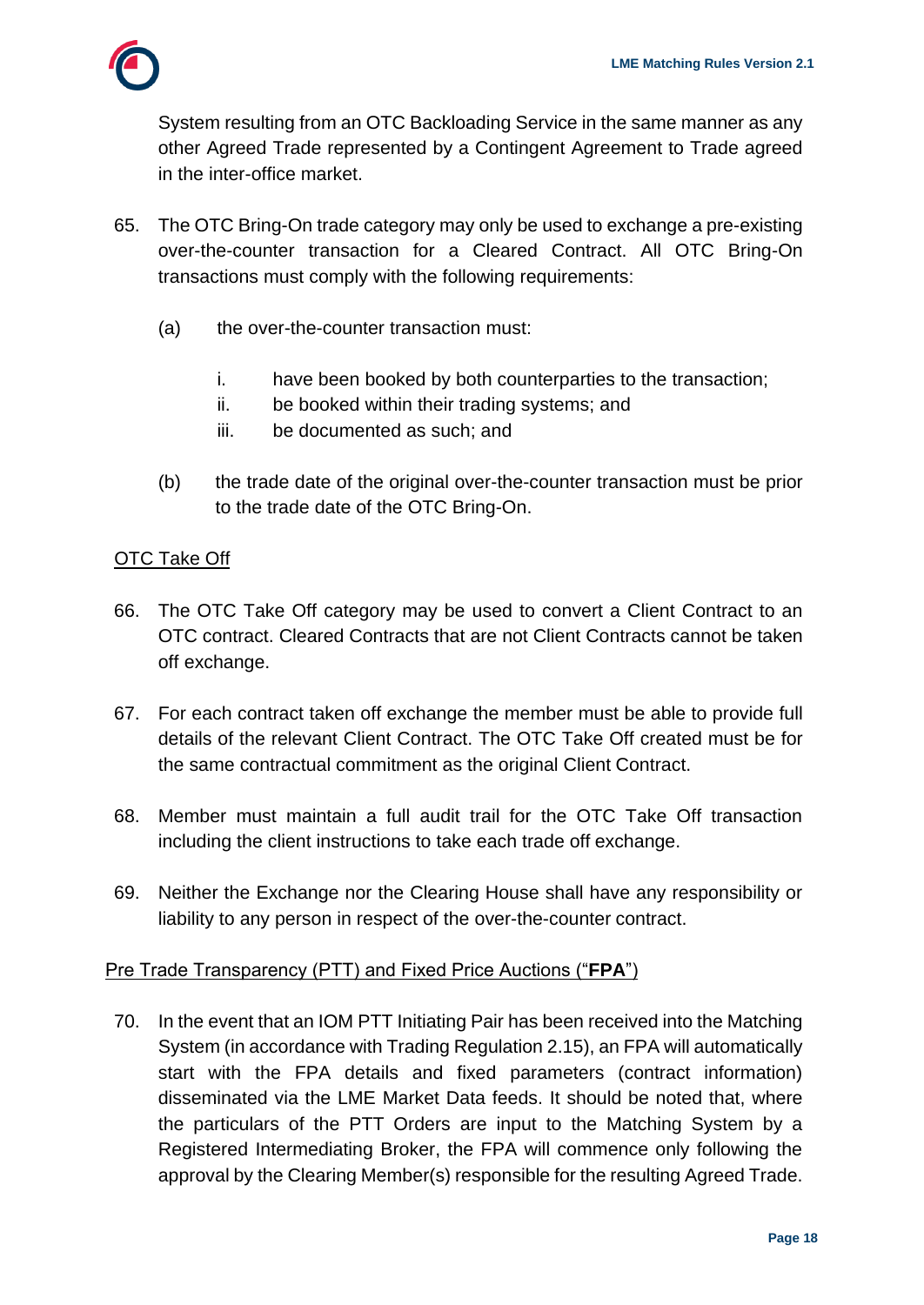System resulting from an OTC Backloading Service in the same manner as any other Agreed Trade represented by a Contingent Agreement to Trade agreed in the inter-office market.

65. The OTC Bring-On trade category may only be used to exchange a pre-existing over-the-counter transaction for a Cleared Contract. All OTC Bring-On transactions must comply with the following requirements:

    (a) the over-the-counter transaction must:

        i. have been booked by both counterparties to the transaction;
        ii. be booked within their trading systems; and
        iii. be documented as such; and

    (b) the trade date of the original over-the-counter transaction must be prior to the trade date of the OTC Bring-On.

<u>OTC Take Off</u>

66. The OTC Take Off category may be used to convert a Client Contract to an OTC contract. Cleared Contracts that are not Client Contracts cannot be taken off exchange.

67. For each contract taken off exchange the member must be able to provide full details of the relevant Client Contract. The OTC Take Off created must be for the same contractual commitment as the original Client Contract.

68. Member must maintain a full audit trail for the OTC Take Off transaction including the client instructions to take each trade off exchange.

69. Neither the Exchange nor the Clearing House shall have any responsibility or liability to any person in respect of the over-the-counter contract.

<u>Pre Trade Transparency (PTT) and Fixed Price Auctions ("**FPA**")</u>

70. In the event that an IOM PTT Initiating Pair has been received into the Matching System (in accordance with Trading Regulation 2.15), an FPA will automatically start with the FPA details and fixed parameters (contract information) disseminated via the LME Market Data feeds. It should be noted that, where the particulars of the PTT Orders are input to the Matching System by a Registered Intermediating Broker, the FPA will commence only following the approval by the Clearing Member(s) responsible for the resulting Agreed Trade.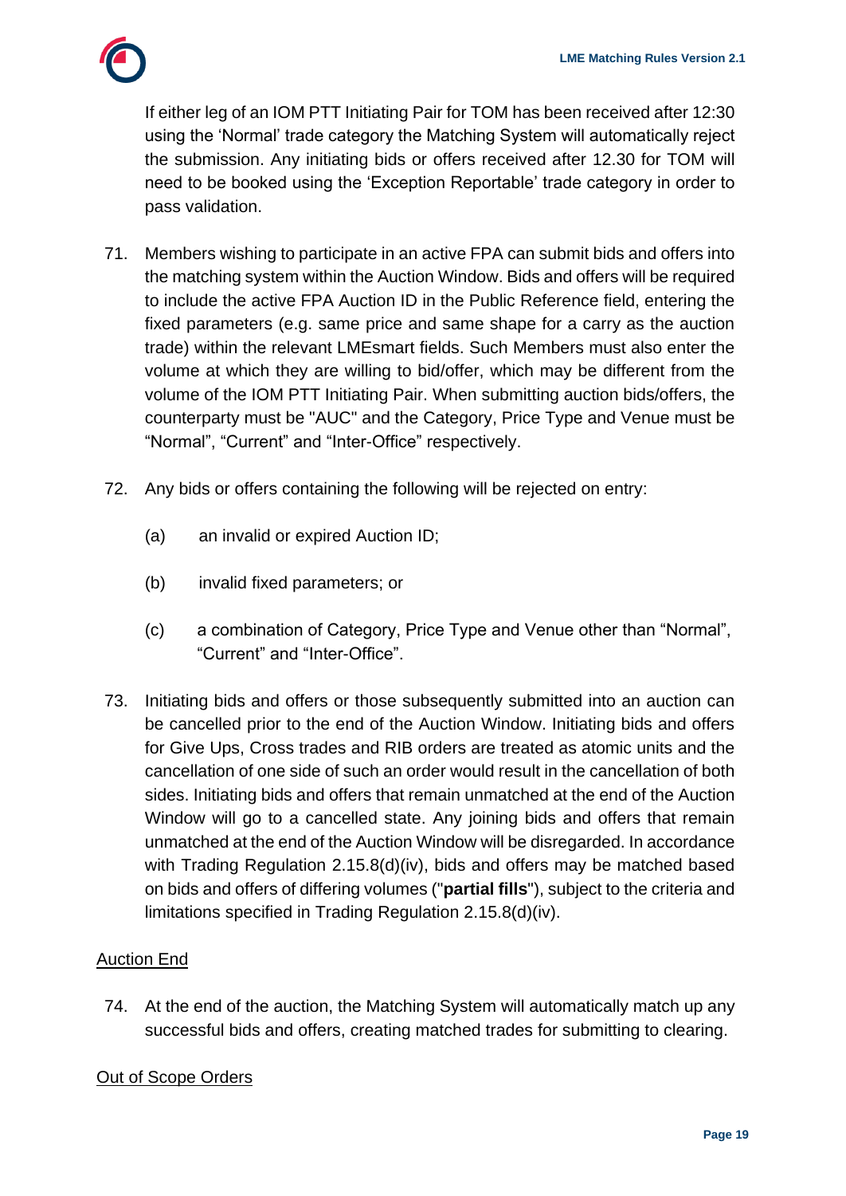If either leg of an IOM PTT Initiating Pair for TOM has been received after 12:30 using the 'Normal' trade category the Matching System will automatically reject the submission. Any initiating bids or offers received after 12.30 for TOM will need to be booked using the 'Exception Reportable' trade category in order to pass validation.

71. Members wishing to participate in an active FPA can submit bids and offers into the matching system within the Auction Window. Bids and offers will be required to include the active FPA Auction ID in the Public Reference field, entering the fixed parameters (e.g. same price and same shape for a carry as the auction trade) within the relevant LMEsmart fields. Such Members must also enter the volume at which they are willing to bid/offer, which may be different from the volume of the IOM PTT Initiating Pair. When submitting auction bids/offers, the counterparty must be "AUC" and the Category, Price Type and Venue must be "Normal", "Current" and "Inter-Office" respectively.

72. Any bids or offers containing the following will be rejected on entry:

    (a) an invalid or expired Auction ID;

    (b) invalid fixed parameters; or

    (c) a combination of Category, Price Type and Venue other than "Normal", "Current" and "Inter-Office".

73. Initiating bids and offers or those subsequently submitted into an auction can be cancelled prior to the end of the Auction Window. Initiating bids and offers for Give Ups, Cross trades and RIB orders are treated as atomic units and the cancellation of one side of such an order would result in the cancellation of both sides. Initiating bids and offers that remain unmatched at the end of the Auction Window will go to a cancelled state. Any joining bids and offers that remain unmatched at the end of the Auction Window will be disregarded. In accordance with Trading Regulation 2.15.8(d)(iv), bids and offers may be matched based on bids and offers of differing volumes ("**partial fills**"), subject to the criteria and limitations specified in Trading Regulation 2.15.8(d)(iv).

<u>Auction End</u>

74. At the end of the auction, the Matching System will automatically match up any successful bids and offers, creating matched trades for submitting to clearing.

<u>Out of Scope Orders</u>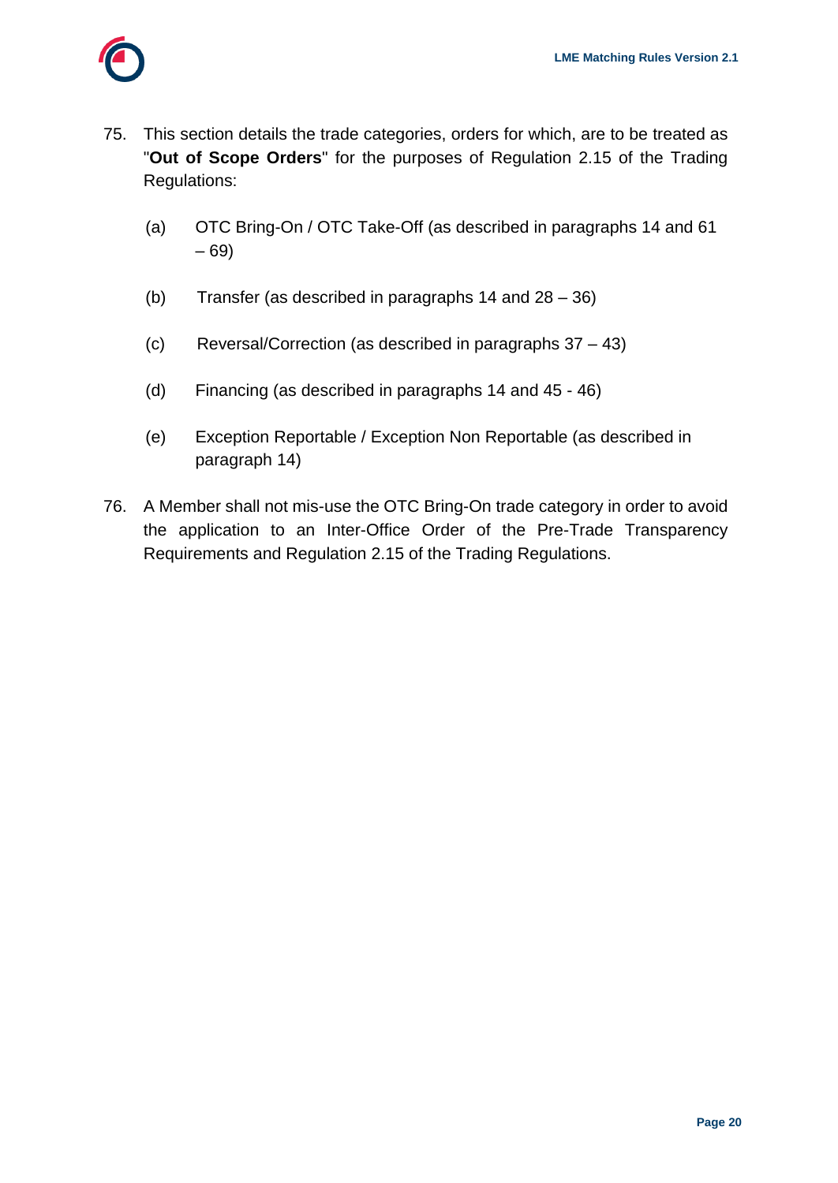75. This section details the trade categories, orders for which, are to be treated as "**Out of Scope Orders**" for the purposes of Regulation 2.15 of the Trading Regulations:

    (a) OTC Bring-On / OTC Take-Off (as described in paragraphs 14 and 61 – 69)

    (b) Transfer (as described in paragraphs 14 and 28 – 36)

    (c) Reversal/Correction (as described in paragraphs 37 – 43)

    (d) Financing (as described in paragraphs 14 and 45 - 46)

    (e) Exception Reportable / Exception Non Reportable (as described in paragraph 14)

76. A Member shall not mis-use the OTC Bring-On trade category in order to avoid the application to an Inter-Office Order of the Pre-Trade Transparency Requirements and Regulation 2.15 of the Trading Regulations.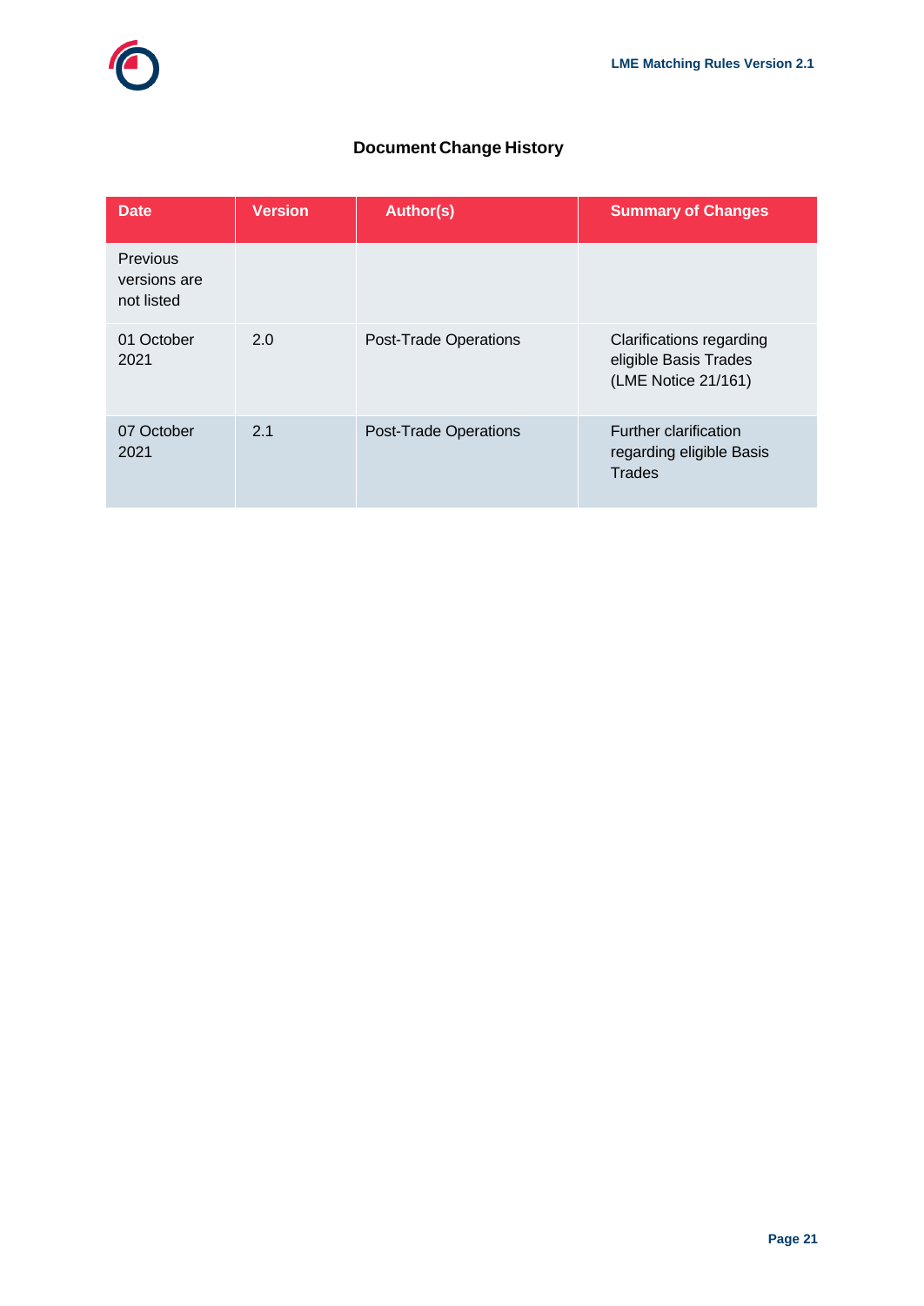## Document Change History

| Date | Version | Author(s) | Summary of Changes |
|---|---|---|---|
| Previous versions are not listed | | | |
| 01 October 2021 | 2.0 | Post-Trade Operations | Clarifications regarding eligible Basis Trades (LME Notice 21/161) |
| 07 October 2021 | 2.1 | Post-Trade Operations | Further clarification regarding eligible Basis Trades |